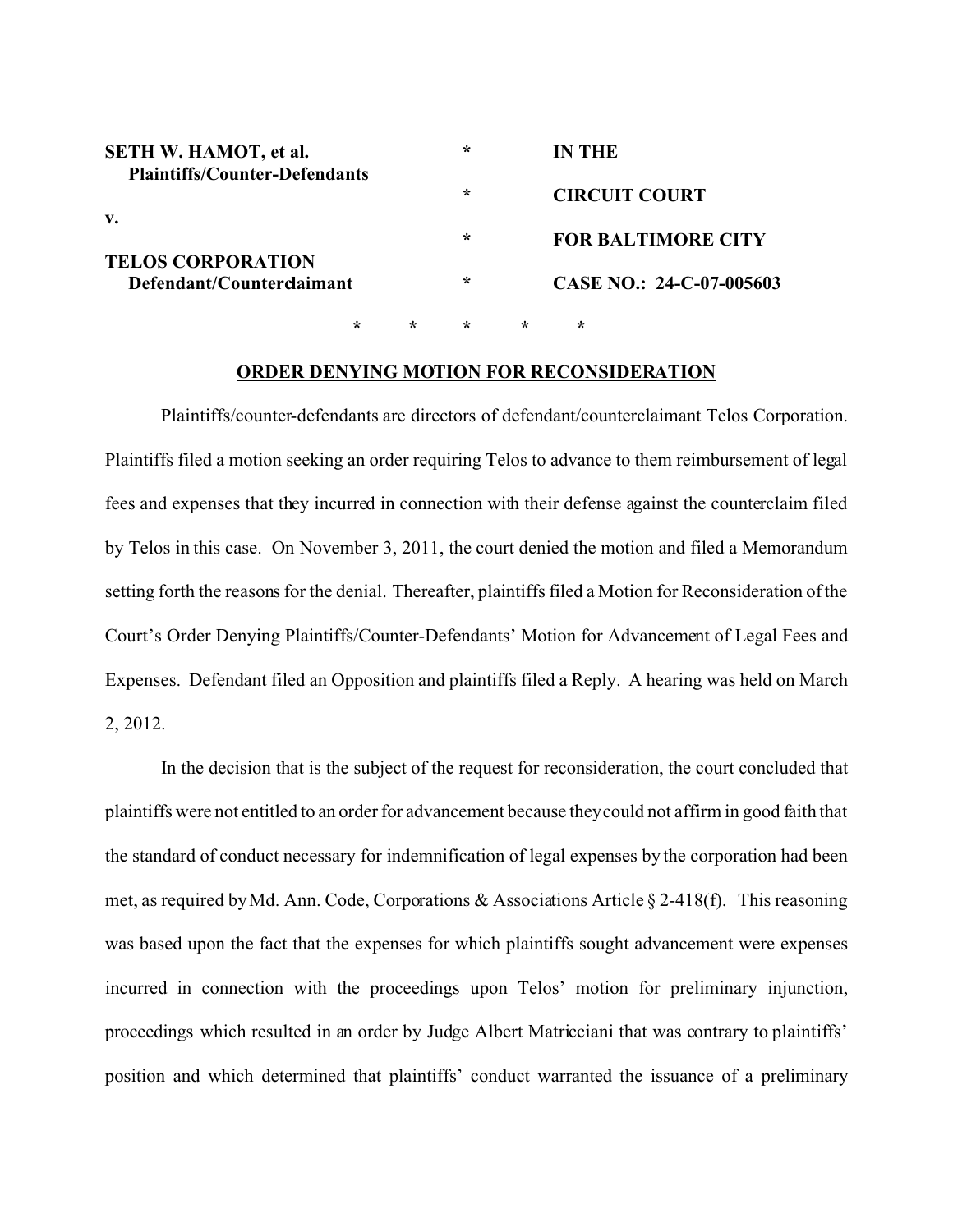| | | |
|---|---|---|
| **SETH W. HAMOT, et al.** | * | **IN THE** |
| **Plaintiffs/Counter-Defendants** | * | **CIRCUIT COURT** |
| **v.** | * | **FOR BALTIMORE CITY** |
| **TELOS CORPORATION** | | |
| **Defendant/Counterclaimant** | * | **CASE NO.: 24-C-07-005603** |

\* \* \* \* \*

**ORDER DENYING MOTION FOR RECONSIDERATION**

Plaintiffs/counter-defendants are directors of defendant/counterclaimant Telos Corporation. Plaintiffs filed a motion seeking an order requiring Telos to advance to them reimbursement of legal fees and expenses that they incurred in connection with their defense against the counterclaim filed by Telos in this case. On November 3, 2011, the court denied the motion and filed a Memorandum setting forth the reasons for the denial. Thereafter, plaintiffs filed a Motion for Reconsideration of the Court's Order Denying Plaintiffs/Counter-Defendants' Motion for Advancement of Legal Fees and Expenses. Defendant filed an Opposition and plaintiffs filed a Reply. A hearing was held on March 2, 2012.

In the decision that is the subject of the request for reconsideration, the court concluded that plaintiffs were not entitled to an order for advancement because they could not affirm in good faith that the standard of conduct necessary for indemnification of legal expenses by the corporation had been met, as required by Md. Ann. Code, Corporations & Associations Article § 2-418(f). This reasoning was based upon the fact that the expenses for which plaintiffs sought advancement were expenses incurred in connection with the proceedings upon Telos' motion for preliminary injunction, proceedings which resulted in an order by Judge Albert Matricciani that was contrary to plaintiffs' position and which determined that plaintiffs' conduct warranted the issuance of a preliminary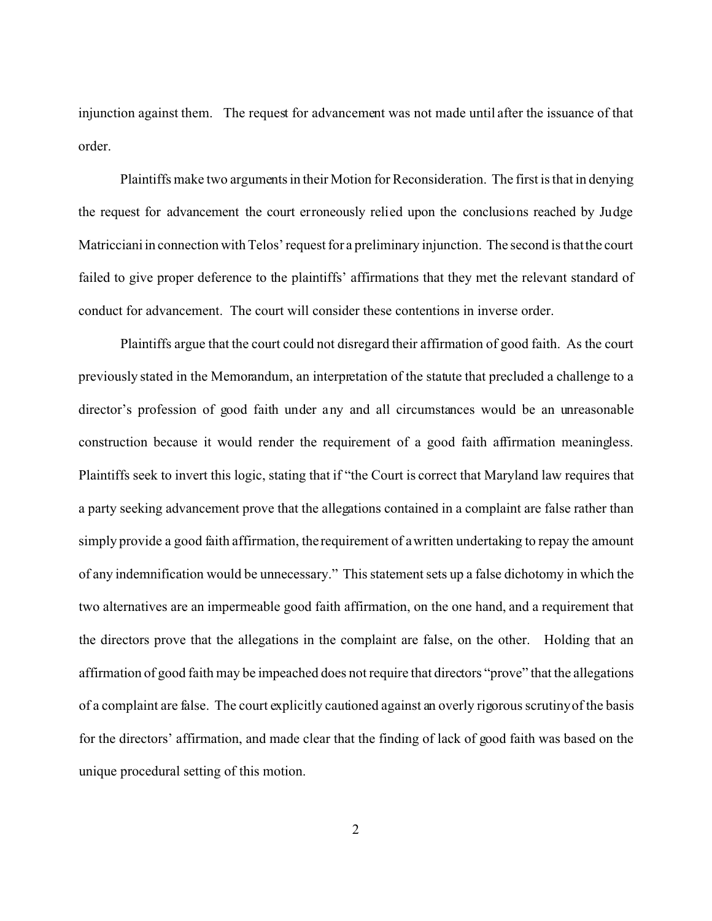injunction against them. The request for advancement was not made until after the issuance of that order.

Plaintiffs make two arguments in their Motion for Reconsideration. The first is that in denying the request for advancement the court erroneously relied upon the conclusions reached by Judge Matricciani in connection with Telos' request for a preliminary injunction. The second is that the court failed to give proper deference to the plaintiffs' affirmations that they met the relevant standard of conduct for advancement. The court will consider these contentions in inverse order.

Plaintiffs argue that the court could not disregard their affirmation of good faith. As the court previously stated in the Memorandum, an interpretation of the statute that precluded a challenge to a director's profession of good faith under any and all circumstances would be an unreasonable construction because it would render the requirement of a good faith affirmation meaningless. Plaintiffs seek to invert this logic, stating that if "the Court is correct that Maryland law requires that a party seeking advancement prove that the allegations contained in a complaint are false rather than simply provide a good faith affirmation, the requirement of a written undertaking to repay the amount of any indemnification would be unnecessary." This statement sets up a false dichotomy in which the two alternatives are an impermeable good faith affirmation, on the one hand, and a requirement that the directors prove that the allegations in the complaint are false, on the other. Holding that an affirmation of good faith may be impeached does not require that directors "prove" that the allegations of a complaint are false. The court explicitly cautioned against an overly rigorous scrutiny of the basis for the directors' affirmation, and made clear that the finding of lack of good faith was based on the unique procedural setting of this motion.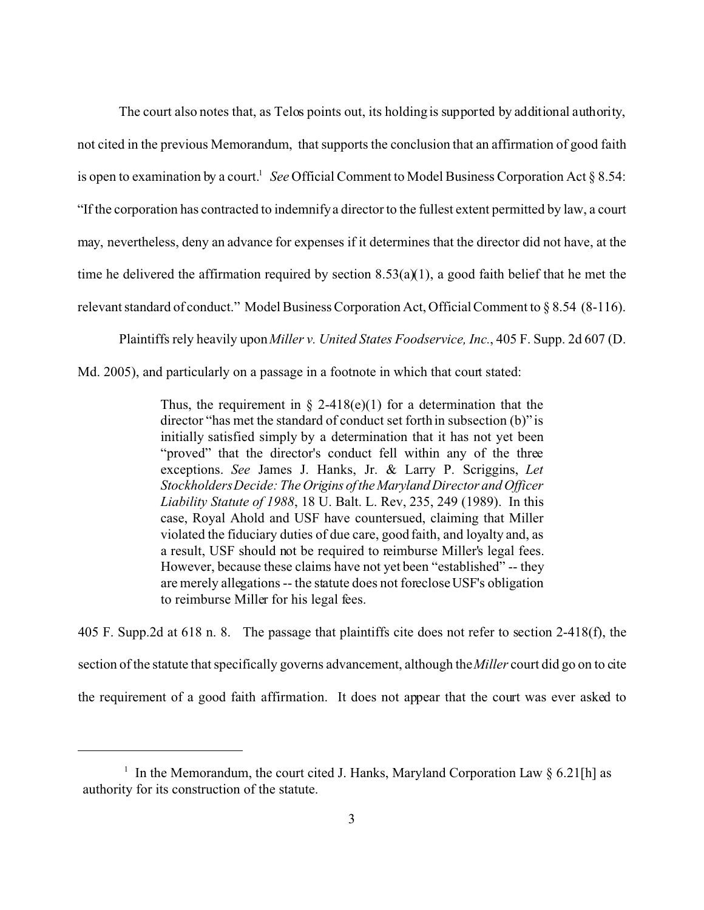The court also notes that, as Telos points out, its holding is supported by additional authority, not cited in the previous Memorandum, that supports the conclusion that an affirmation of good faith is open to examination by a court.[1] *See* Official Comment to Model Business Corporation Act § 8.54: "If the corporation has contracted to indemnify a director to the fullest extent permitted by law, a court may, nevertheless, deny an advance for expenses if it determines that the director did not have, at the time he delivered the affirmation required by section 8.53(a)(1), a good faith belief that he met the relevant standard of conduct." Model Business Corporation Act, Official Comment to § 8.54 (8-116).

Plaintiffs rely heavily upon *Miller v. United States Foodservice, Inc.*, 405 F. Supp. 2d 607 (D. Md. 2005), and particularly on a passage in a footnote in which that court stated:

> Thus, the requirement in § 2-418(e)(1) for a determination that the director "has met the standard of conduct set forth in subsection (b)" is initially satisfied simply by a determination that it has not yet been "proved" that the director's conduct fell within any of the three exceptions. *See* James J. Hanks, Jr. & Larry P. Scriggins, *Let Stockholders Decide: The Origins of the Maryland Director and Officer Liability Statute of 1988*, 18 U. Balt. L. Rev, 235, 249 (1989). In this case, Royal Ahold and USF have countersued, claiming that Miller violated the fiduciary duties of due care, good faith, and loyalty and, as a result, USF should not be required to reimburse Miller's legal fees. However, because these claims have not yet been "established" -- they are merely allegations -- the statute does not foreclose USF's obligation to reimburse Miller for his legal fees.

405 F. Supp.2d at 618 n. 8. The passage that plaintiffs cite does not refer to section 2-418(f), the section of the statute that specifically governs advancement, although the *Miller* court did go on to cite the requirement of a good faith affirmation. It does not appear that the court was ever asked to

---

[1] In the Memorandum, the court cited J. Hanks, Maryland Corporation Law § 6.21[h] as authority for its construction of the statute.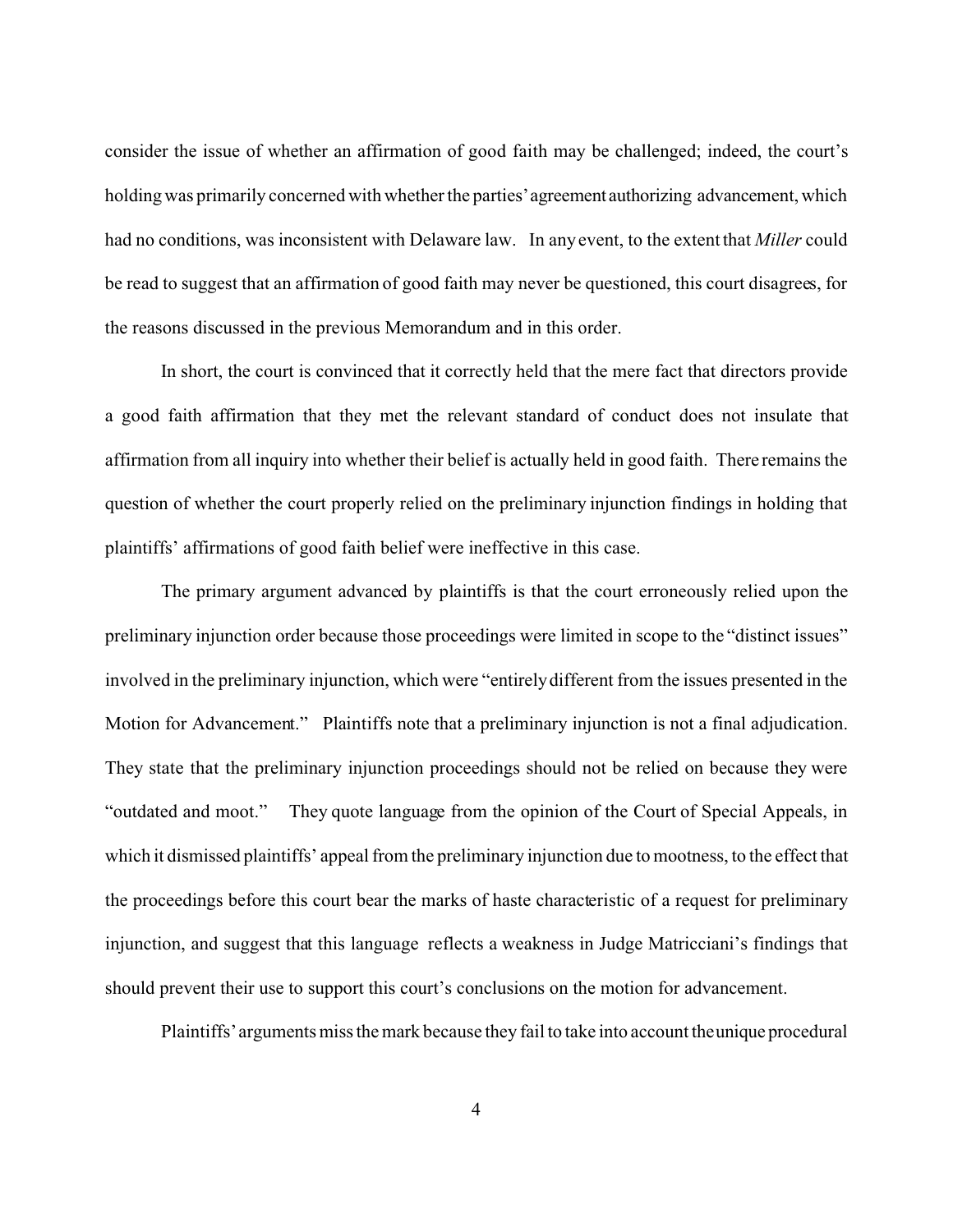consider the issue of whether an affirmation of good faith may be challenged; indeed, the court's holding was primarily concerned with whether the parties' agreement authorizing advancement, which had no conditions, was inconsistent with Delaware law. In any event, to the extent that *Miller* could be read to suggest that an affirmation of good faith may never be questioned, this court disagrees, for the reasons discussed in the previous Memorandum and in this order.

In short, the court is convinced that it correctly held that the mere fact that directors provide a good faith affirmation that they met the relevant standard of conduct does not insulate that affirmation from all inquiry into whether their belief is actually held in good faith. There remains the question of whether the court properly relied on the preliminary injunction findings in holding that plaintiffs' affirmations of good faith belief were ineffective in this case.

The primary argument advanced by plaintiffs is that the court erroneously relied upon the preliminary injunction order because those proceedings were limited in scope to the "distinct issues" involved in the preliminary injunction, which were "entirely different from the issues presented in the Motion for Advancement." Plaintiffs note that a preliminary injunction is not a final adjudication. They state that the preliminary injunction proceedings should not be relied on because they were "outdated and moot." They quote language from the opinion of the Court of Special Appeals, in which it dismissed plaintiffs' appeal from the preliminary injunction due to mootness, to the effect that the proceedings before this court bear the marks of haste characteristic of a request for preliminary injunction, and suggest that this language reflects a weakness in Judge Matricciani's findings that should prevent their use to support this court's conclusions on the motion for advancement.

Plaintiffs' arguments miss the mark because they fail to take into account the unique procedural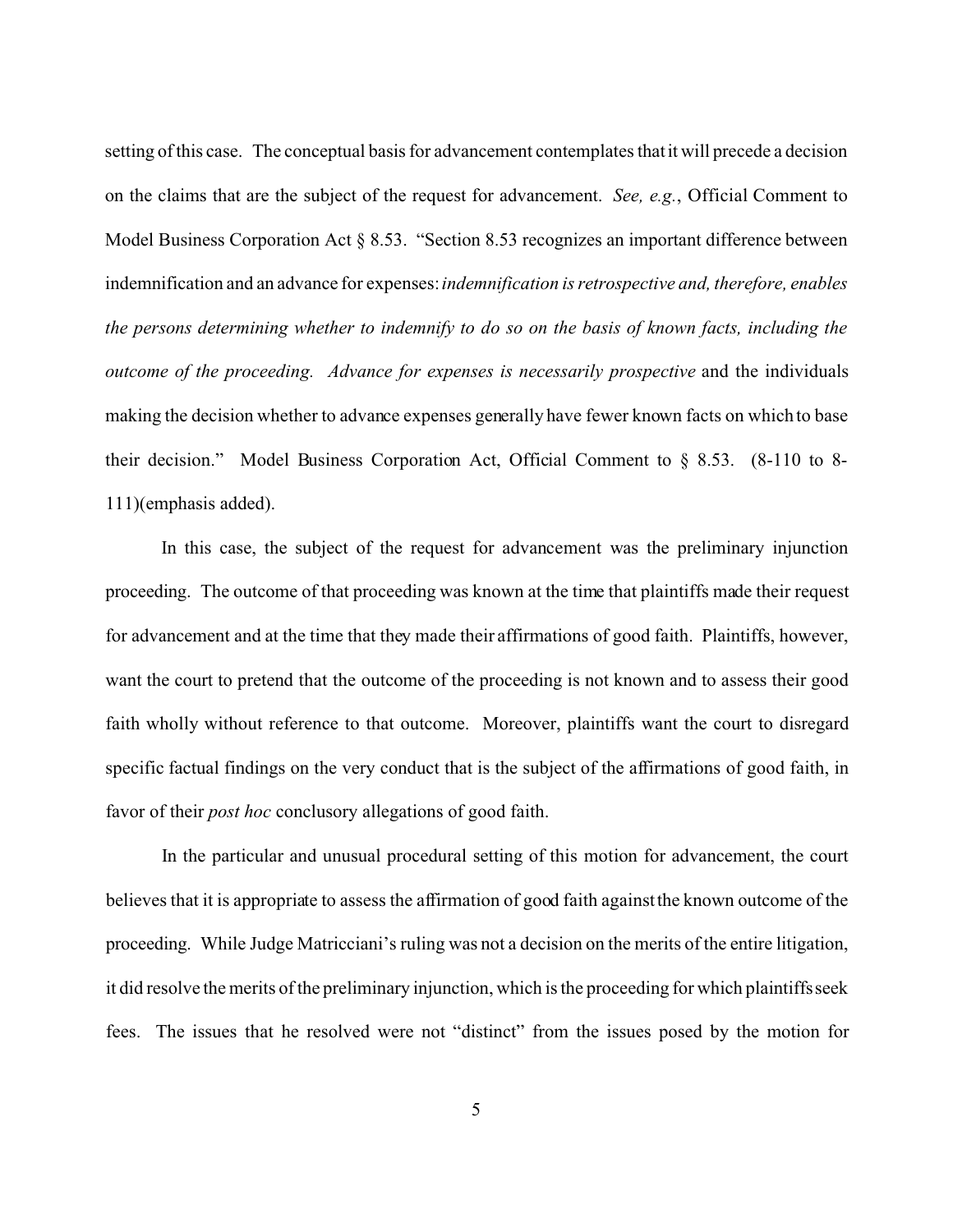setting of this case. The conceptual basis for advancement contemplates that it will precede a decision on the claims that are the subject of the request for advancement. *See, e.g.*, Official Comment to Model Business Corporation Act § 8.53. "Section 8.53 recognizes an important difference between indemnification and an advance for expenses: *indemnification is retrospective and, therefore, enables the persons determining whether to indemnify to do so on the basis of known facts, including the outcome of the proceeding. Advance for expenses is necessarily prospective* and the individuals making the decision whether to advance expenses generally have fewer known facts on which to base their decision." Model Business Corporation Act, Official Comment to § 8.53. (8-110 to 8-111)(emphasis added).

In this case, the subject of the request for advancement was the preliminary injunction proceeding. The outcome of that proceeding was known at the time that plaintiffs made their request for advancement and at the time that they made their affirmations of good faith. Plaintiffs, however, want the court to pretend that the outcome of the proceeding is not known and to assess their good faith wholly without reference to that outcome. Moreover, plaintiffs want the court to disregard specific factual findings on the very conduct that is the subject of the affirmations of good faith, in favor of their *post hoc* conclusory allegations of good faith.

In the particular and unusual procedural setting of this motion for advancement, the court believes that it is appropriate to assess the affirmation of good faith against the known outcome of the proceeding. While Judge Matricciani's ruling was not a decision on the merits of the entire litigation, it did resolve the merits of the preliminary injunction, which is the proceeding for which plaintiffs seek fees. The issues that he resolved were not "distinct" from the issues posed by the motion for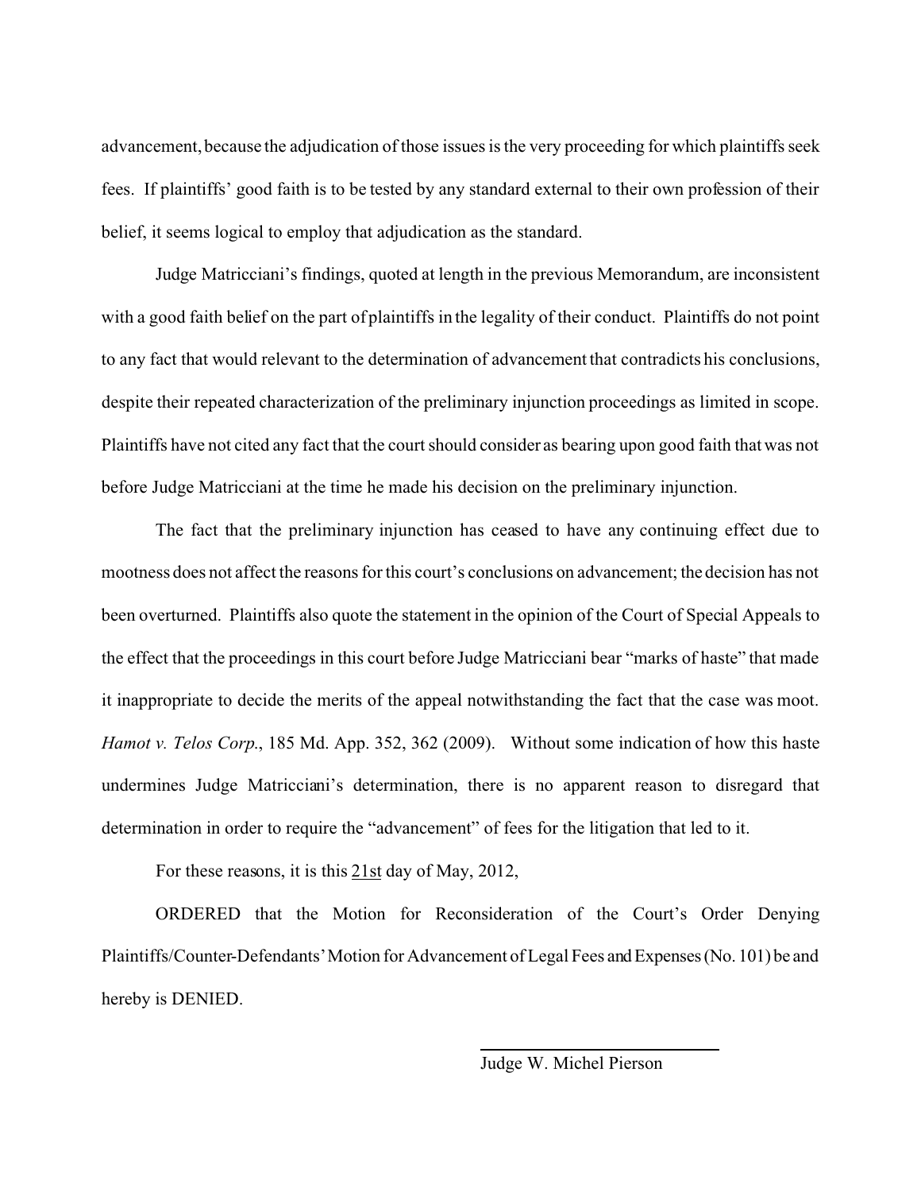advancement, because the adjudication of those issues is the very proceeding for which plaintiffs seek fees. If plaintiffs' good faith is to be tested by any standard external to their own profession of their belief, it seems logical to employ that adjudication as the standard.

Judge Matricciani's findings, quoted at length in the previous Memorandum, are inconsistent with a good faith belief on the part of plaintiffs in the legality of their conduct. Plaintiffs do not point to any fact that would relevant to the determination of advancement that contradicts his conclusions, despite their repeated characterization of the preliminary injunction proceedings as limited in scope. Plaintiffs have not cited any fact that the court should consider as bearing upon good faith that was not before Judge Matricciani at the time he made his decision on the preliminary injunction.

The fact that the preliminary injunction has ceased to have any continuing effect due to mootness does not affect the reasons for this court's conclusions on advancement; the decision has not been overturned. Plaintiffs also quote the statement in the opinion of the Court of Special Appeals to the effect that the proceedings in this court before Judge Matricciani bear "marks of haste" that made it inappropriate to decide the merits of the appeal notwithstanding the fact that the case was moot. *Hamot v. Telos Corp.*, 185 Md. App. 352, 362 (2009). Without some indication of how this haste undermines Judge Matricciani's determination, there is no apparent reason to disregard that determination in order to require the "advancement" of fees for the litigation that led to it.

For these reasons, it is this 21st day of May, 2012,

ORDERED that the Motion for Reconsideration of the Court's Order Denying Plaintiffs/Counter-Defendants' Motion for Advancement of Legal Fees and Expenses (No. 101) be and hereby is DENIED.

Judge W. Michel Pierson